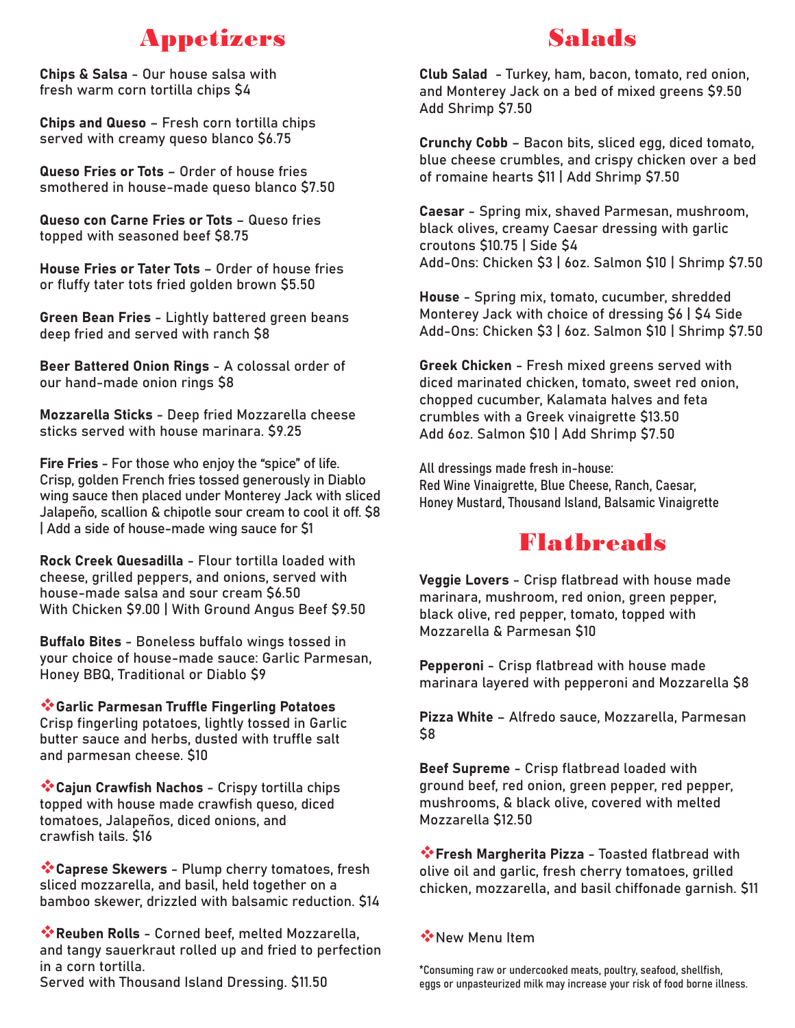# Appetizers

**Chips & Salsa** - Our house salsa with fresh warm corn tortilla chips $4

**Chips and Queso** – Fresh corn tortilla chips served with creamy queso blanco $6.75

**Queso Fries or Tots** – Order of house fries smothered in house-made queso blanco $7.50

**Queso con Carne Fries or Tots** – Queso fries topped with seasoned beef $8.75

**House Fries or Tater Tots** – Order of house fries or fluffy tater tots fried golden brown $5.50

**Green Bean Fries** - Lightly battered green beans deep fried and served with ranch $8

**Beer Battered Onion Rings** - A colossal order of our hand-made onion rings $8

**Mozzarella Sticks** - Deep fried Mozzarella cheese sticks served with house marinara. $9.25

**Fire Fries** - For those who enjoy the "spice" of life. Crisp, golden French fries tossed generously in Diablo wing sauce then placed under Monterey Jack with sliced Jalapeño, scallion & chipotle sour cream to cool it off. $8 | Add a side of house-made wing sauce for $1

**Rock Creek Quesadilla** - Flour tortilla loaded with cheese, grilled peppers, and onions, served with house-made salsa and sour cream $6.50
With Chicken $9.00 | With Ground Angus Beef $9.50

**Buffalo Bites** - Boneless buffalo wings tossed in your choice of house-made sauce: Garlic Parmesan, Honey BBQ, Traditional or Diablo $9

❖**Garlic Parmesan Truffle Fingerling Potatoes**
Crisp fingerling potatoes, lightly tossed in Garlic butter sauce and herbs, dusted with truffle salt and parmesan cheese. $10

❖**Cajun Crawfish Nachos** - Crispy tortilla chips topped with house made crawfish queso, diced tomatoes, Jalapeños, diced onions, and crawfish tails. $16

❖**Caprese Skewers** - Plump cherry tomatoes, fresh sliced mozzarella, and basil, held together on a bamboo skewer, drizzled with balsamic reduction. $14

❖**Reuben Rolls** - Corned beef, melted Mozzarella, and tangy sauerkraut rolled up and fried to perfection in a corn tortilla.
Served with Thousand Island Dressing. $11.50

# Salads

**Club Salad** - Turkey, ham, bacon, tomato, red onion, and Monterey Jack on a bed of mixed greens $9.50
Add Shrimp $7.50

**Crunchy Cobb** – Bacon bits, sliced egg, diced tomato, blue cheese crumbles, and crispy chicken over a bed of romaine hearts $11 | Add Shrimp $7.50

**Caesar** - Spring mix, shaved Parmesan, mushroom, black olives, creamy Caesar dressing with garlic croutons $10.75 | Side $4
Add-Ons: Chicken $3 | 6oz. Salmon $10 | Shrimp $7.50

**House** - Spring mix, tomato, cucumber, shredded Monterey Jack with choice of dressing $6 | $4 Side
Add-Ons: Chicken $3 | 6oz. Salmon $10 | Shrimp $7.50

**Greek Chicken** - Fresh mixed greens served with diced marinated chicken, tomato, sweet red onion, chopped cucumber, Kalamata halves and feta crumbles with a Greek vinaigrette $13.50
Add 6oz. Salmon $10 | Add Shrimp $7.50

All dressings made fresh in-house:
Red Wine Vinaigrette, Blue Cheese, Ranch, Caesar, Honey Mustard, Thousand Island, Balsamic Vinaigrette

# Flatbreads

**Veggie Lovers** - Crisp flatbread with house made marinara, mushroom, red onion, green pepper, black olive, red pepper, tomato, topped with Mozzarella & Parmesan $10

**Pepperoni** - Crisp flatbread with house made marinara layered with pepperoni and Mozzarella $8

**Pizza White** – Alfredo sauce, Mozzarella, Parmesan $8

**Beef Supreme** - Crisp flatbread loaded with ground beef, red onion, green pepper, red pepper, mushrooms, & black olive, covered with melted Mozzarella $12.50

❖**Fresh Margherita Pizza** - Toasted flatbread with olive oil and garlic, fresh cherry tomatoes, grilled chicken, mozzarella, and basil chiffonade garnish. $11

❖New Menu Item

*Consuming raw or undercooked meats, poultry, seafood, shellfish, eggs or unpasteurized milk may increase your risk of food borne illness.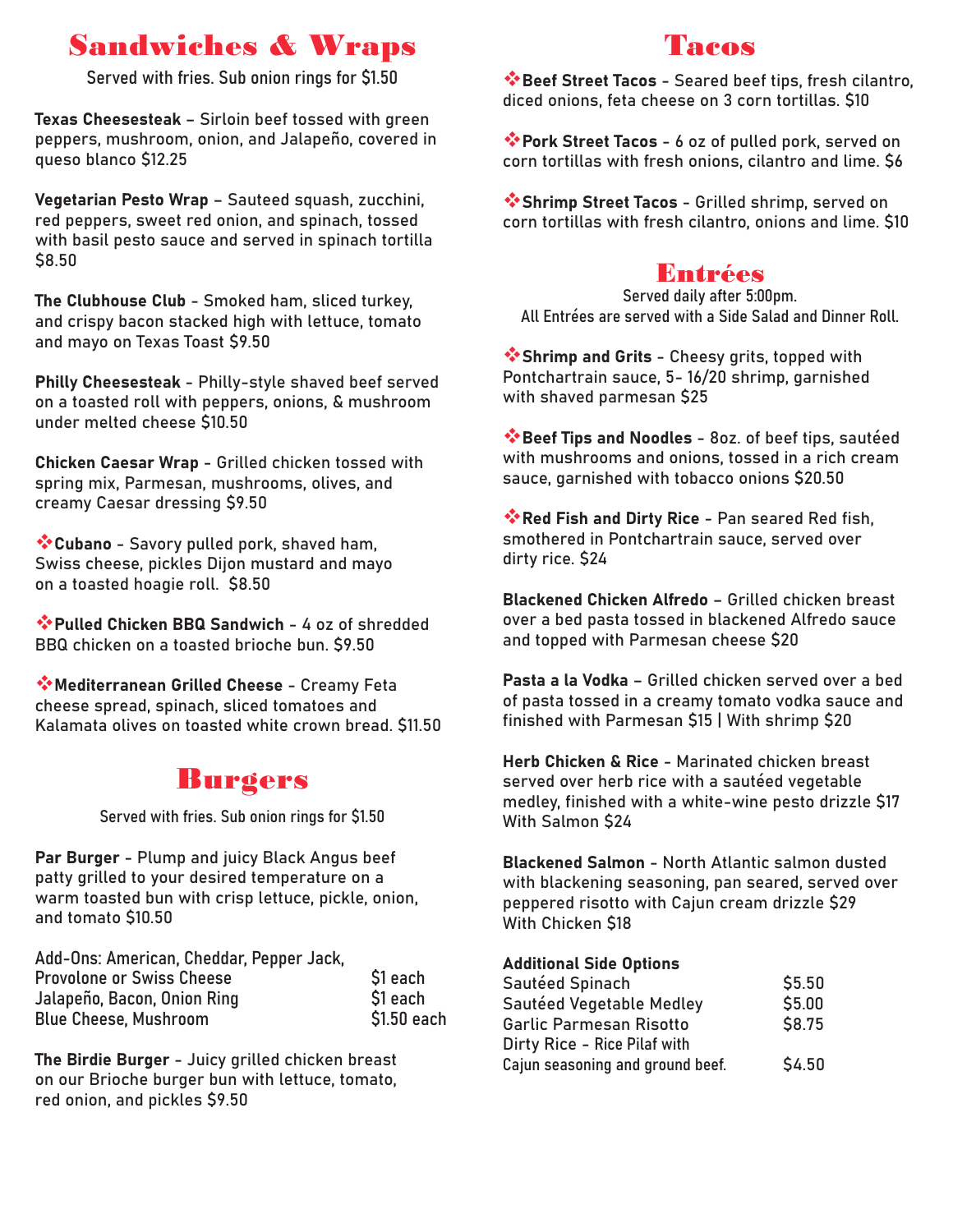# Sandwiches & Wraps

Served with fries. Sub onion rings for $1.50

**Texas Cheesesteak** – Sirloin beef tossed with green peppers, mushroom, onion, and Jalapeño, covered in queso blanco $12.25

**Vegetarian Pesto Wrap** – Sauteed squash, zucchini, red peppers, sweet red onion, and spinach, tossed with basil pesto sauce and served in spinach tortilla $8.50

**The Clubhouse Club** - Smoked ham, sliced turkey, and crispy bacon stacked high with lettuce, tomato and mayo on Texas Toast $9.50

**Philly Cheesesteak** - Philly-style shaved beef served on a toasted roll with peppers, onions, & mushroom under melted cheese $10.50

**Chicken Caesar Wrap** - Grilled chicken tossed with spring mix, Parmesan, mushrooms, olives, and creamy Caesar dressing $9.50

❖**Cubano** - Savory pulled pork, shaved ham, Swiss cheese, pickles Dijon mustard and mayo on a toasted hoagie roll. $8.50

❖**Pulled Chicken BBQ Sandwich** - 4 oz of shredded BBQ chicken on a toasted brioche bun. $9.50

❖**Mediterranean Grilled Cheese** - Creamy Feta cheese spread, spinach, sliced tomatoes and Kalamata olives on toasted white crown bread. $11.50

# Burgers

Served with fries. Sub onion rings for $1.50

**Par Burger** - Plump and juicy Black Angus beef patty grilled to your desired temperature on a warm toasted bun with crisp lettuce, pickle, onion, and tomato $10.50

| | |
|---|---|
| Add-Ons: American, Cheddar, Pepper Jack, Provolone or Swiss Cheese | $1 each |
| Jalapeño, Bacon, Onion Ring | $1 each |
| Blue Cheese, Mushroom | $1.50 each |

**The Birdie Burger** - Juicy grilled chicken breast on our Brioche burger bun with lettuce, tomato, red onion, and pickles $9.50

# Tacos

❖**Beef Street Tacos** - Seared beef tips, fresh cilantro, diced onions, feta cheese on 3 corn tortillas. $10

❖**Pork Street Tacos** - 6 oz of pulled pork, served on corn tortillas with fresh onions, cilantro and lime. $6

❖**Shrimp Street Tacos** - Grilled shrimp, served on corn tortillas with fresh cilantro, onions and lime. $10

# Entrées

Served daily after 5:00pm.
All Entrées are served with a Side Salad and Dinner Roll.

❖**Shrimp and Grits** - Cheesy grits, topped with Pontchartrain sauce, 5- 16/20 shrimp, garnished with shaved parmesan $25

❖**Beef Tips and Noodles** - 8oz. of beef tips, sautéed with mushrooms and onions, tossed in a rich cream sauce, garnished with tobacco onions $20.50

❖**Red Fish and Dirty Rice** - Pan seared Red fish, smothered in Pontchartrain sauce, served over dirty rice. $24

**Blackened Chicken Alfredo** – Grilled chicken breast over a bed pasta tossed in blackened Alfredo sauce and topped with Parmesan cheese $20

**Pasta a la Vodka** – Grilled chicken served over a bed of pasta tossed in a creamy tomato vodka sauce and finished with Parmesan $15 | With shrimp $20

**Herb Chicken & Rice** - Marinated chicken breast served over herb rice with a sautéed vegetable medley, finished with a white-wine pesto drizzle $17
With Salmon $24

**Blackened Salmon** - North Atlantic salmon dusted with blackening seasoning, pan seared, served over peppered risotto with Cajun cream drizzle $29
With Chicken $18

**Additional Side Options**

| | |
|---|---|
| Sautéed Spinach | $5.50 |
| Sautéed Vegetable Medley | $5.00 |
| Garlic Parmesan Risotto | $8.75 |
| Dirty Rice - Rice Pilaf with Cajun seasoning and ground beef. | $4.50 |